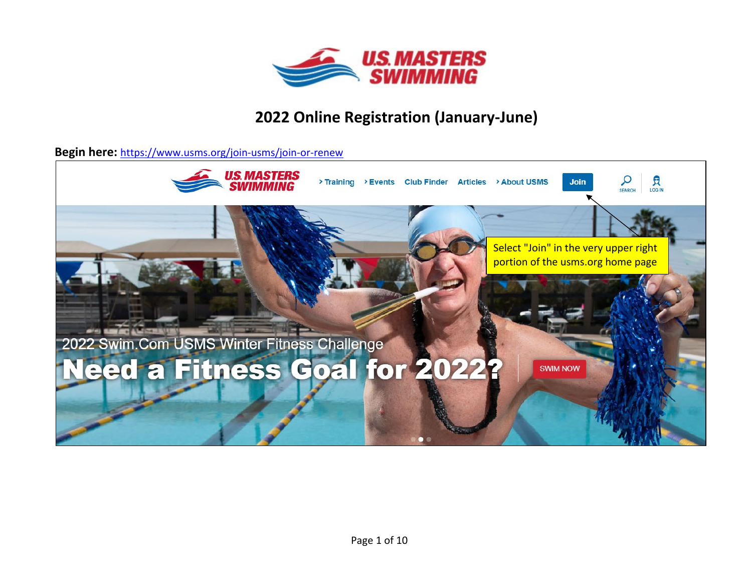# 2022 Online Registration (January-June)

**Begin here:** https://www.usms.org/join-usms/join-or-renew

Select "Join" in the very upper right portion of the usms.org home page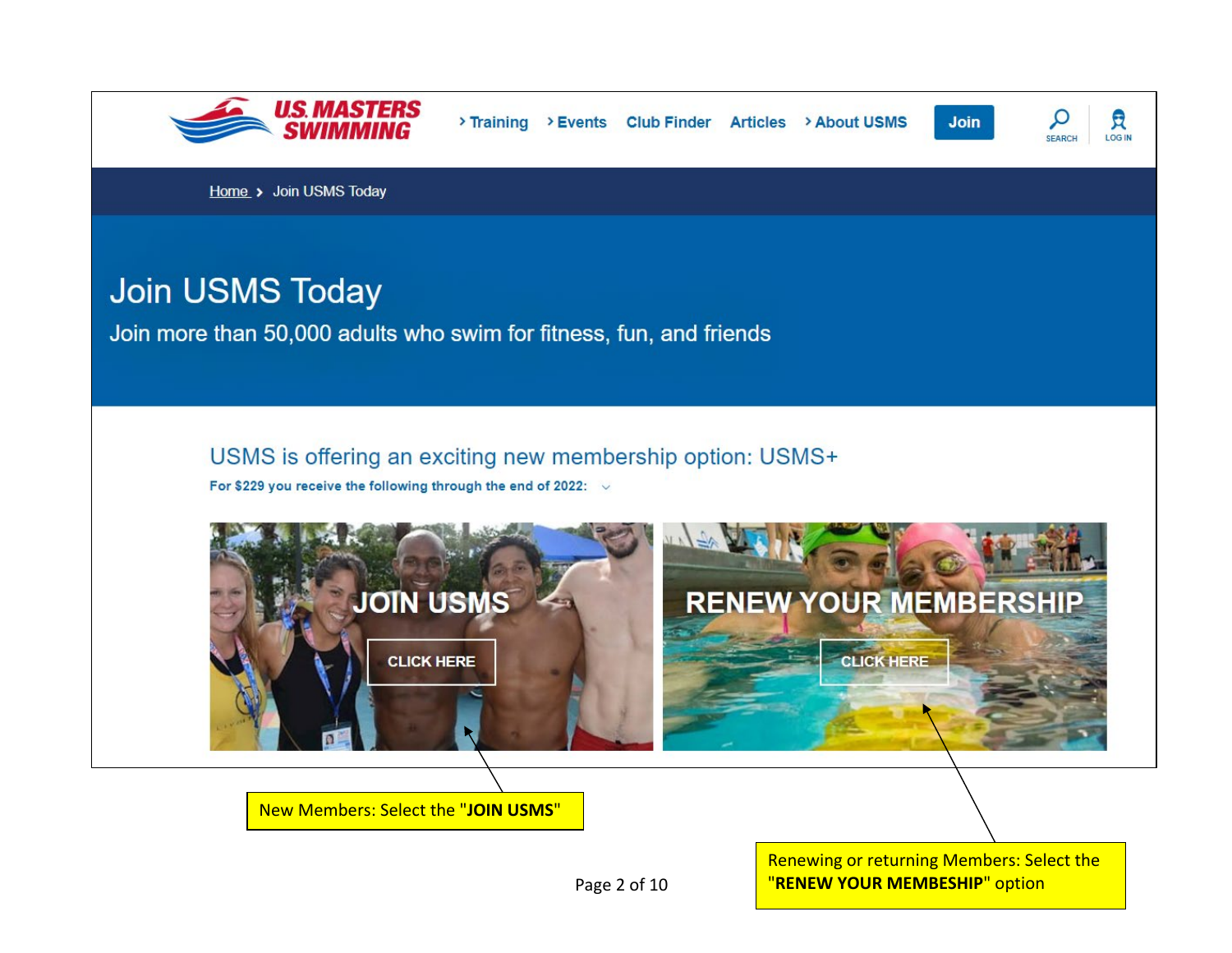US MASTERS SWIMMING

› Training › Events Club Finder Articles › About USMS **Join** SEARCH LOG IN

Home › Join USMS Today

# Join USMS Today

Join more than 50,000 adults who swim for fitness, fun, and friends

## USMS is offering an exciting new membership option: USMS+

**For $229 you receive the following through the end of 2022:**

**JOIN USMS**

CLICK HERE

**RENEW YOUR MEMBERSHIP**

CLICK HERE

New Members: Select the "**JOIN USMS**"

Renewing or returning Members: Select the "**RENEW YOUR MEMBESHIP**" option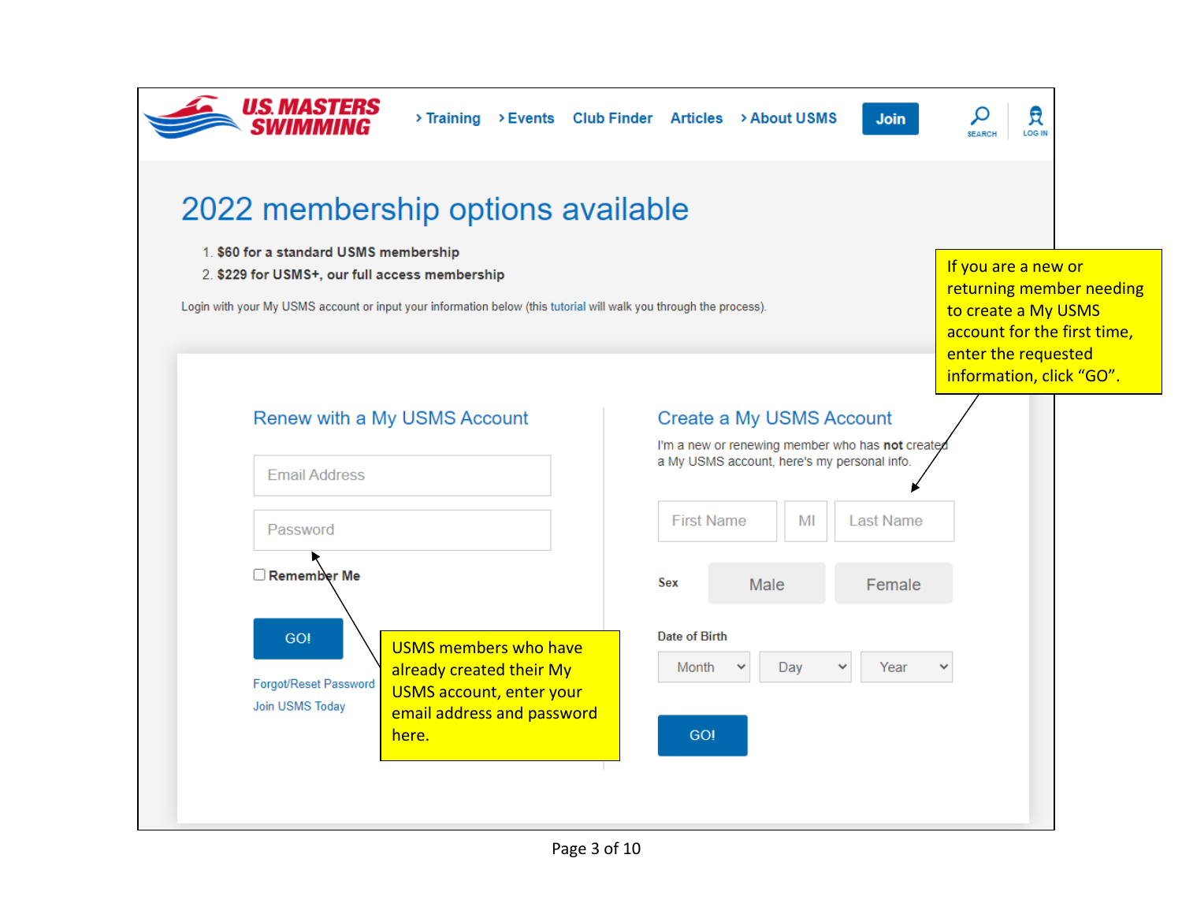US MASTERS SWIMMING

› Training › Events Club Finder Articles › About USMS **Join** SEARCH LOG IN

# 2022 membership options available

1. **$60 for a standard USMS membership**
2. **$229 for USMS+, our full access membership**

Login with your My USMS account or input your information below (this tutorial will walk you through the process).

## Renew with a My USMS Account

Email Address

Password

☐ **Remember Me**

GO!

Forgot/Reset Password

Join USMS Today

## Create a My USMS Account

I'm a new or renewing member who has **not** created a My USMS account, here's my personal info.

First Name | MI | Last Name

**Sex** Male Female

**Date of Birth**

Month | Day | Year

GO!

USMS members who have already created their My USMS account, enter your email address and password here.

If you are a new or returning member needing to create a My USMS account for the first time, enter the requested information, click "GO".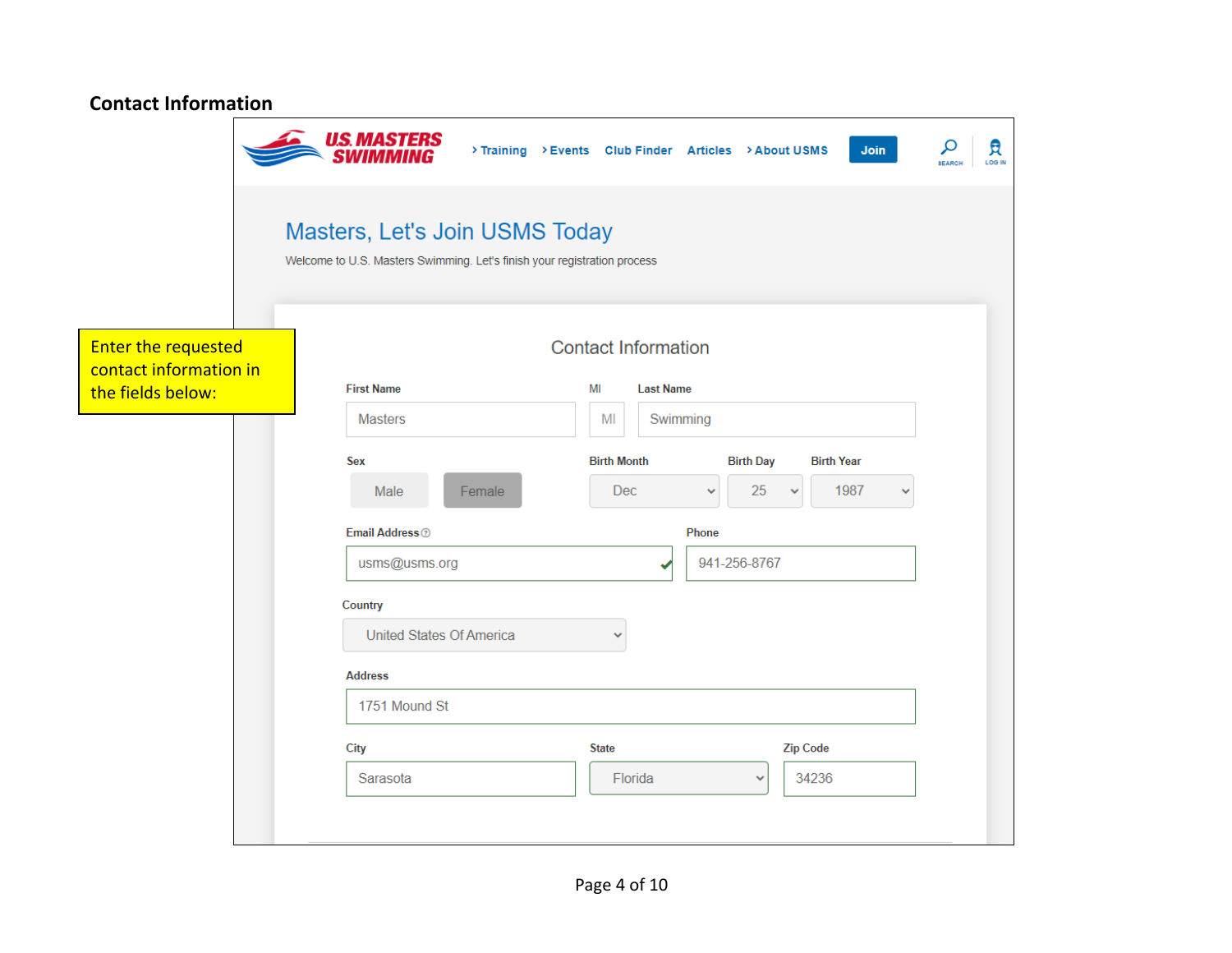## Contact Information

Enter the requested contact information in the fields below:

U.S. MASTERS SWIMMING

› Training › Events Club Finder Articles › About USMS Join SEARCH LOG IN

# Masters, Let's Join USMS Today

Welcome to U.S. Masters Swimming. Let's finish your registration process

### Contact Information

| Field | Value |
|---|---|
| First Name | Masters |
| MI | MI |
| Last Name | Swimming |
| Sex | Male / Female |
| Birth Month | Dec |
| Birth Day | 25 |
| Birth Year | 1987 |
| Email Address | usms@usms.org |
| Phone | 941-256-8767 |
| Country | United States Of America |
| Address | 1751 Mound St |
| City | Sarasota |
| State | Florida |
| Zip Code | 34236 |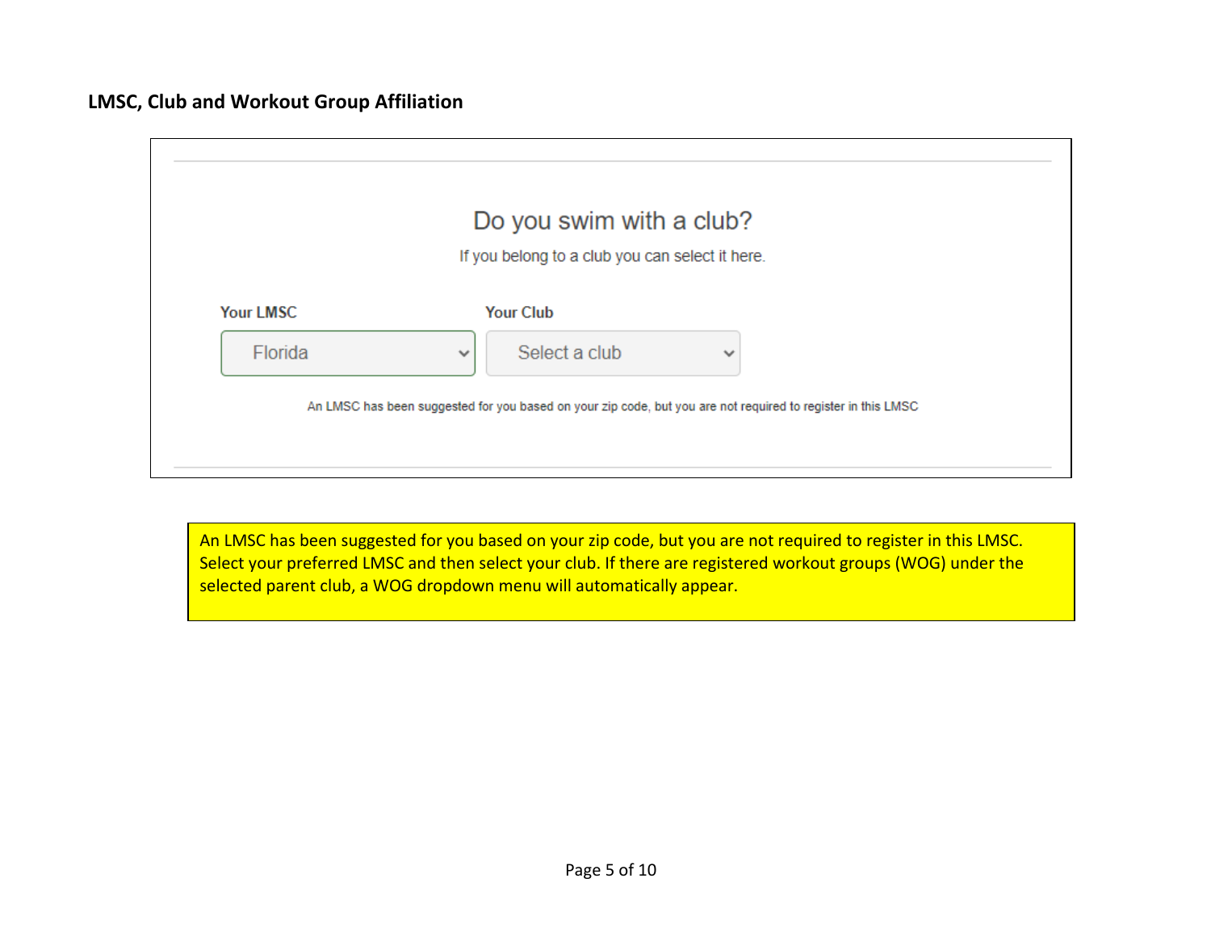## LMSC, Club and Workout Group Affiliation

Do you swim with a club?

If you belong to a club you can select it here.

Your LMSC: Florida

Your Club: Select a club

An LMSC has been suggested for you based on your zip code, but you are not required to register in this LMSC

An LMSC has been suggested for you based on your zip code, but you are not required to register in this LMSC. Select your preferred LMSC and then select your club. If there are registered workout groups (WOG) under the selected parent club, a WOG dropdown menu will automatically appear.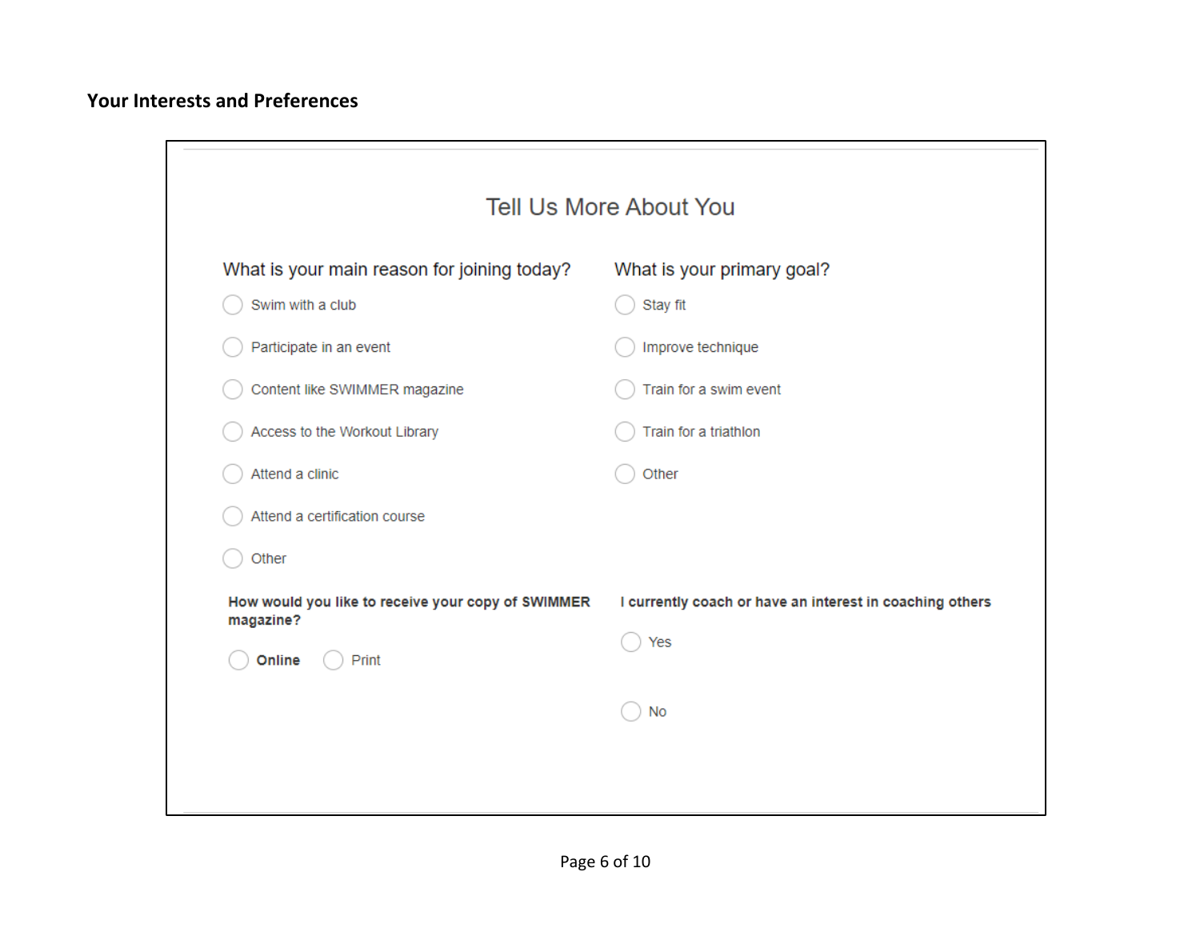## Your Interests and Preferences

### Tell Us More About You

**What is your main reason for joining today?**

- Swim with a club
- Participate in an event
- Content like SWIMMER magazine
- Access to the Workout Library
- Attend a clinic
- Attend a certification course
- Other

**What is your primary goal?**

- Stay fit
- Improve technique
- Train for a swim event
- Train for a triathlon
- Other

**How would you like to receive your copy of SWIMMER magazine?**

- **Online**
- Print

**I currently coach or have an interest in coaching others**

- Yes
- No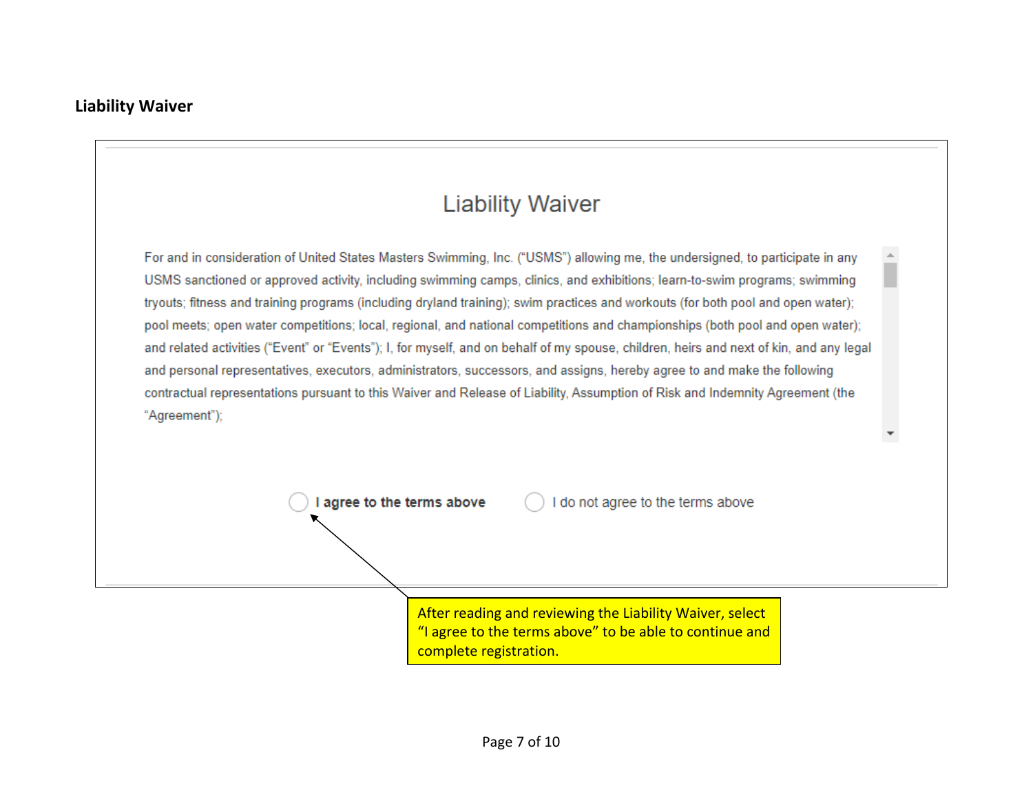**Liability Waiver**

## Liability Waiver

For and in consideration of United States Masters Swimming, Inc. ("USMS") allowing me, the undersigned, to participate in any USMS sanctioned or approved activity, including swimming camps, clinics, and exhibitions; learn-to-swim programs; swimming tryouts; fitness and training programs (including dryland training); swim practices and workouts (for both pool and open water); pool meets; open water competitions; local, regional, and national competitions and championships (both pool and open water); and related activities ("Event" or "Events"); I, for myself, and on behalf of my spouse, children, heirs and next of kin, and any legal and personal representatives, executors, administrators, successors, and assigns, hereby agree to and make the following contractual representations pursuant to this Waiver and Release of Liability, Assumption of Risk and Indemnity Agreement (the "Agreement");

○ **I agree to the terms above** ○ I do not agree to the terms above

After reading and reviewing the Liability Waiver, select "I agree to the terms above" to be able to continue and complete registration.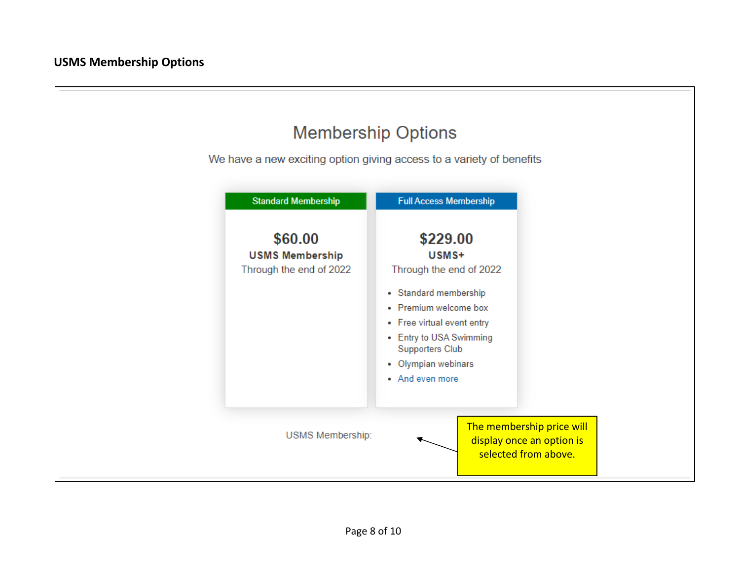**USMS Membership Options**

## Membership Options

We have a new exciting option giving access to a variety of benefits

| Standard Membership | Full Access Membership |
| --- | --- |
| **$60.00** | **$229.00** |
| **USMS Membership** | **USMS+** |
| Through the end of 2022 | Through the end of 2022 |
| | • Standard membership<br>• Premium welcome box<br>• Free virtual event entry<br>• Entry to USA Swimming Supporters Club<br>• Olympian webinars<br>• And even more |

USMS Membership:

The membership price will display once an option is selected from above.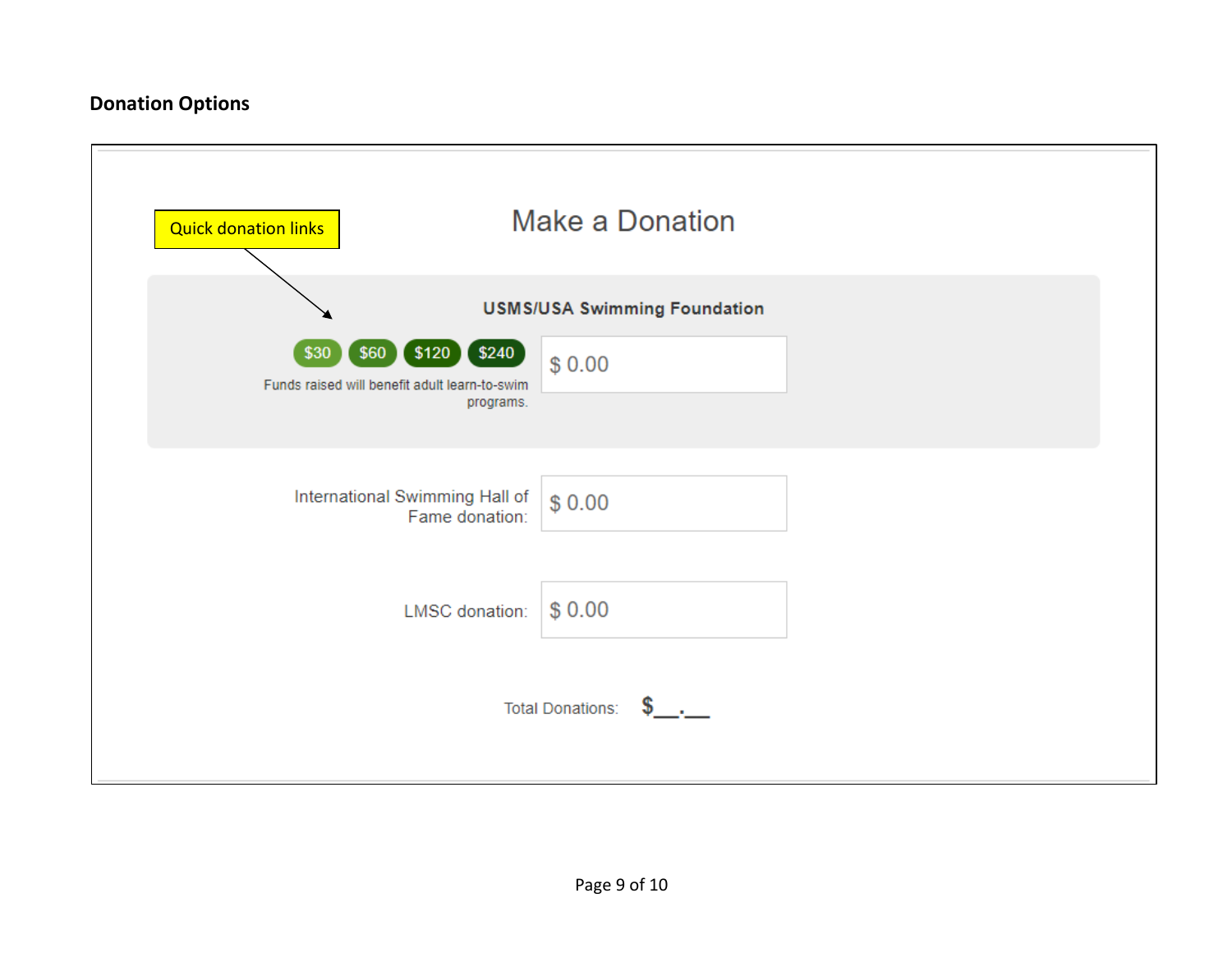**Donation Options**

Quick donation links

## Make a Donation

**USMS/USA Swimming Foundation**

$30 $60 $120 $240

Funds raised will benefit adult learn-to-swim programs.

$ 0.00

International Swimming Hall of Fame donation: $ 0.00

LMSC donation: $ 0.00

Total Donations: $__.__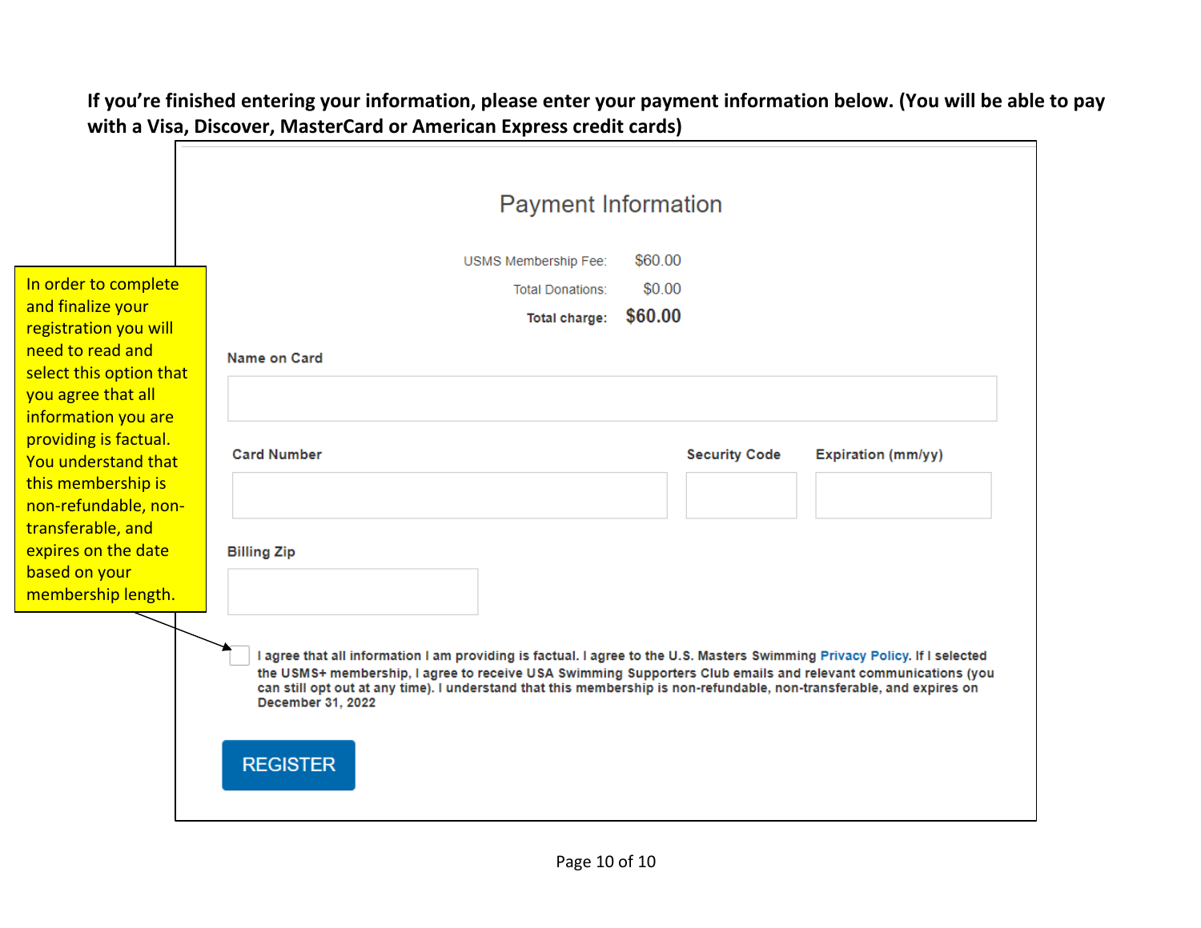**If you're finished entering your information, please enter your payment information below. (You will be able to pay with a Visa, Discover, MasterCard or American Express credit cards)**

## Payment Information

| | |
|---|---|
| USMS Membership Fee: | $60.00 |
| Total Donations: | $0.00 |
| **Total charge:** | **$60.00** |

**Name on Card**

**Card Number**

**Security Code**

**Expiration (mm/yy)**

**Billing Zip**

In order to complete and finalize your registration you will need to read and select this option that you agree that all information you are providing is factual. You understand that this membership is non-refundable, non-transferable, and expires on the date based on your membership length.

☐ I agree that all information I am providing is factual. I agree to the U.S. Masters Swimming Privacy Policy. If I selected the USMS+ membership, I agree to receive USA Swimming Supporters Club emails and relevant communications (you can still opt out at any time). I understand that this membership is non-refundable, non-transferable, and expires on December 31, 2022

REGISTER